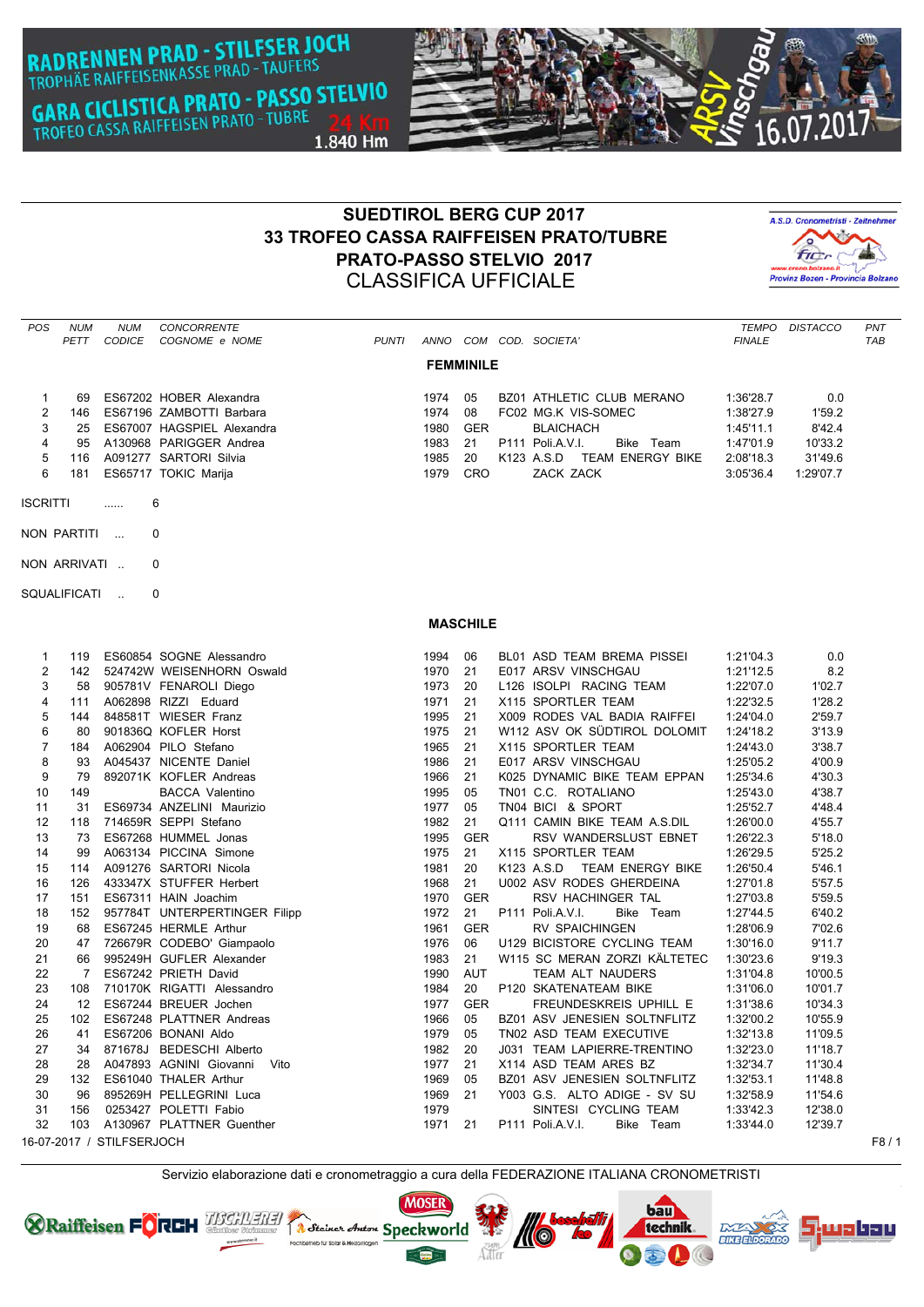RADRENNEN PRAD - STILFSER JOCH
TROPHÄE RAIFFEISENKASSE PRAD - TAUFERS
GARA CICLISTICA PRATO - PASSO STELVIO
TROFEO CASSA RAIFFEISEN PRATO - TUBRE
24 Km
1.840 Hm

ARSV Vinschgau 16.07.2017

# SUEDTIROL BERG CUP 2017
# 33 TROFEO CASSA RAIFFEISEN PRATO/TUBRE
# PRATO-PASSO STELVIO 2017
## CLASSIFICA UFFICIALE

A.S.D. Cronometristi - Zeitnehmer
www.crono.bolzano.it
Provinz Bozen - Provincia Bolzano

## FEMMINILE

| POS | NUM PETT | NUM CODICE | CONCORRENTE COGNOME e NOME | PUNTI | ANNO | COM | COD. | SOCIETA' | TEMPO FINALE | DISTACCO | PNT TAB |
|---|---|---|---|---|---|---|---|---|---|---|---|
| 1 | 69 | ES67202 | HOBER Alexandra | | 1974 | 05 | BZ01 | ATHLETIC CLUB MERANO | 1:36'28.7 | 0.0 | |
| 2 | 146 | ES67196 | ZAMBOTTI Barbara | | 1974 | 08 | FC02 | MG.K VIS-SOMEC | 1:38'27.9 | 1'59.2 | |
| 3 | 25 | ES67007 | HAGSPIEL Alexandra | | 1980 | GER | | BLAICHACH | 1:45'11.1 | 8'42.4 | |
| 4 | 95 | A130968 | PARIGGER Andrea | | 1983 | 21 | P111 | Poli.A.V.I. Bike Team | 1:47'01.9 | 10'33.2 | |
| 5 | 116 | A091277 | SARTORI Silvia | | 1985 | 20 | K123 | A.S.D TEAM ENERGY BIKE | 2:08'18.3 | 31'49.6 | |
| 6 | 181 | ES65717 | TOKIC Marija | | 1979 | CRO | | ZACK ZACK | 3:05'36.4 | 1:29'07.7 | |

ISCRITTI ...... 6

NON PARTITI ... 0

NON ARRIVATI .. 0

SQUALIFICATI .. 0

## MASCHILE

| POS | NUM PETT | NUM CODICE | CONCORRENTE COGNOME e NOME | PUNTI | ANNO | COM | COD. | SOCIETA' | TEMPO FINALE | DISTACCO | PNT TAB |
|---|---|---|---|---|---|---|---|---|---|---|---|
| 1 | 119 | ES60854 | SOGNE Alessandro | | 1994 | 06 | BL01 | ASD TEAM BREMA PISSEI | 1:21'04.3 | 0.0 | |
| 2 | 142 | 524742W | WEISENHORN Oswald | | 1970 | 21 | E017 | ARSV VINSCHGAU | 1:21'12.5 | 8.2 | |
| 3 | 58 | 905781V | FENAROLI Diego | | 1973 | 20 | L126 | ISOLPI RACING TEAM | 1:22'07.0 | 1'02.7 | |
| 4 | 111 | A062898 | RIZZI Eduard | | 1971 | 21 | X115 | SPORTLER TEAM | 1:22'32.5 | 1'28.2 | |
| 5 | 144 | 848581T | WIESER Franz | | 1995 | 21 | X009 | RODES VAL BADIA RAIFFEI | 1:24'04.0 | 2'59.7 | |
| 6 | 80 | 901836Q | KOFLER Horst | | 1975 | 21 | W112 | ASV OK SÜDTIROL DOLOMIT | 1:24'18.2 | 3'13.9 | |
| 7 | 184 | A062904 | PILO Stefano | | 1965 | 21 | X115 | SPORTLER TEAM | 1:24'43.0 | 3'38.7 | |
| 8 | 93 | A045437 | NICENTE Daniel | | 1986 | 21 | E017 | ARSV VINSCHGAU | 1:25'05.2 | 4'00.9 | |
| 9 | 79 | 892071K | KOFLER Andreas | | 1966 | 21 | K025 | DYNAMIC BIKE TEAM EPPAN | 1:25'34.6 | 4'30.3 | |
| 10 | 149 | | BACCA Valentino | | 1995 | 05 | TN01 | C.C. ROTALIANO | 1:25'43.0 | 4'38.7 | |
| 11 | 31 | ES69734 | ANZELINI Maurizio | | 1977 | 05 | TN04 | BICI & SPORT | 1:25'52.7 | 4'48.4 | |
| 12 | 118 | 714659R | SEPPI Stefano | | 1982 | 21 | Q111 | CAMIN BIKE TEAM A.S.DIL | 1:26'00.0 | 4'55.7 | |
| 13 | 73 | ES67268 | HUMMEL Jonas | | 1995 | GER | | RSV WANDERSLUST EBNET | 1:26'22.3 | 5'18.0 | |
| 14 | 99 | A063134 | PICCINA Simone | | 1975 | 21 | X115 | SPORTLER TEAM | 1:26'29.5 | 5'25.2 | |
| 15 | 114 | A091276 | SARTORI Nicola | | 1981 | 20 | K123 | A.S.D TEAM ENERGY BIKE | 1:26'50.4 | 5'46.1 | |
| 16 | 126 | 433347X | STUFFER Herbert | | 1968 | 21 | U002 | ASV RODES GHERDEINA | 1:27'01.8 | 5'57.5 | |
| 17 | 151 | ES67311 | HAIN Joachim | | 1970 | GER | | RSV HACHINGER TAL | 1:27'03.8 | 5'59.5 | |
| 18 | 152 | 957784T | UNTERPERTINGER Filipp | | 1972 | 21 | P111 | Poli.A.V.I. Bike Team | 1:27'44.5 | 6'40.2 | |
| 19 | 68 | ES67245 | HERMLE Arthur | | 1961 | GER | | RV SPAICHINGEN | 1:28'06.9 | 7'02.6 | |
| 20 | 47 | 726679R | CODEBO' Giampaolo | | 1976 | 06 | U129 | BICISTORE CYCLING TEAM | 1:30'16.0 | 9'11.7 | |
| 21 | 66 | 995249H | GUFLER Alexander | | 1983 | 21 | W115 | SC MERAN ZORZI KÄLTETEC | 1:30'23.6 | 9'19.3 | |
| 22 | 7 | ES67242 | PRIETH David | | 1990 | AUT | | TEAM ALT NAUDERS | 1:31'04.8 | 10'00.5 | |
| 23 | 108 | 710170K | RIGATTI Alessandro | | 1984 | 20 | P120 | SKATENATEAM BIKE | 1:31'06.0 | 10'01.7 | |
| 24 | 12 | ES67244 | BREUER Jochen | | 1977 | GER | | FREUNDESKREIS UPHILL E | 1:31'38.6 | 10'34.3 | |
| 25 | 102 | ES67248 | PLATTNER Andreas | | 1966 | 05 | BZ01 | ASV JENESIEN SOLTNFLITZ | 1:32'00.2 | 10'55.9 | |
| 26 | 41 | ES67206 | BONANI Aldo | | 1979 | 05 | TN02 | ASD TEAM EXECUTIVE | 1:32'13.8 | 11'09.5 | |
| 27 | 34 | 871678J | BEDESCHI Alberto | | 1982 | 20 | J031 | TEAM LAPIERRE-TRENTINO | 1:32'23.0 | 11'18.7 | |
| 28 | 28 | A047893 | AGNINI Giovanni Vito | | 1977 | 21 | X114 | ASD TEAM ARES BZ | 1:32'34.7 | 11'30.4 | |
| 29 | 132 | ES61040 | THALER Arthur | | 1969 | 05 | BZ01 | ASV JENESIEN SOLTNFLITZ | 1:32'53.1 | 11'48.8 | |
| 30 | 96 | 895269H | PELLEGRINI Luca | | 1969 | 21 | Y003 | G.S. ALTO ADIGE - SV SU | 1:32'58.9 | 11'54.6 | |
| 31 | 156 | 0253427 | POLETTI Fabio | | 1979 | | | SINTESI CYCLING TEAM | 1:33'42.3 | 12'38.0 | |
| 32 | 103 | A130967 | PLATTNER Guenther | | 1971 | 21 | P111 | Poli.A.V.I. Bike Team | 1:33'44.0 | 12'39.7 | |

16-07-2017 / STILFSERJOCH

Servizio elaborazione dati e cronometraggio a cura della FEDERAZIONE ITALIANA CRONOMETRISTI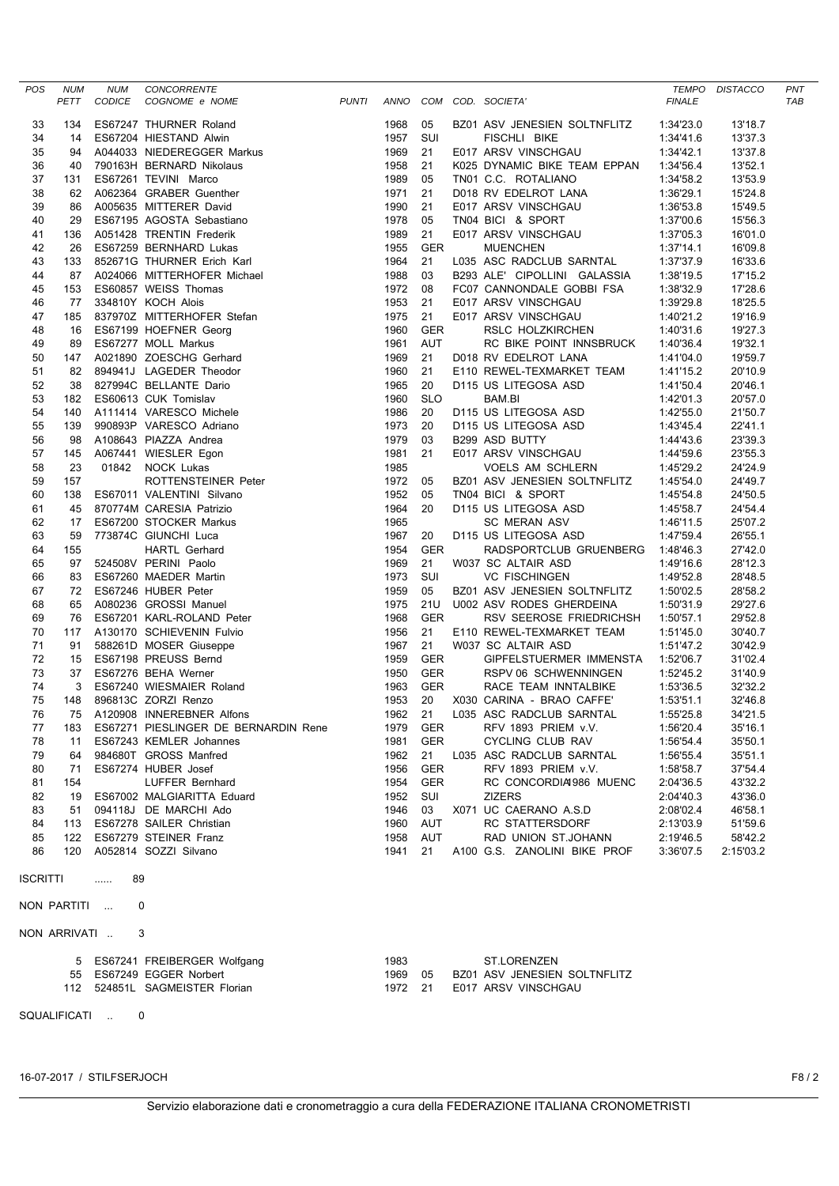| POS | NUM PETT | NUM CODICE | CONCORRENTE COGNOME e NOME | PUNTI | ANNO | COM | COD. SOCIETA' | TEMPO FINALE | DISTACCO | PNT TAB |
|---|---|---|---|---|---|---|---|---|---|---|
| 33 | 134 | ES67247 | THURNER Roland | | 1968 | 05 | BZ01 ASV JENESIEN SOLTNFLITZ | 1:34'23.0 | 13'18.7 | |
| 34 | 14 | ES67204 | HIESTAND Alwin | | 1957 | SUI | FISCHLI BIKE | 1:34'41.6 | 13'37.3 | |
| 35 | 94 | A044033 | NIEDEREGGER Markus | | 1969 | 21 | E017 ARSV VINSCHGAU | 1:34'42.1 | 13'37.8 | |
| 36 | 40 | 790163H | BERNARD Nikolaus | | 1958 | 21 | K025 DYNAMIC BIKE TEAM EPPAN | 1:34'56.4 | 13'52.1 | |
| 37 | 131 | ES67261 | TEVINI Marco | | 1989 | 05 | TN01 C.C. ROTALIANO | 1:34'58.2 | 13'53.9 | |
| 38 | 62 | A062364 | GRABER Guenther | | 1971 | 21 | D018 RV EDELROT LANA | 1:36'29.1 | 15'24.8 | |
| 39 | 86 | A005635 | MITTERER David | | 1990 | 21 | E017 ARSV VINSCHGAU | 1:36'53.8 | 15'49.5 | |
| 40 | 29 | ES67195 | AGOSTA Sebastiano | | 1978 | 05 | TN04 BICI & SPORT | 1:37'00.6 | 15'56.3 | |
| 41 | 136 | A051428 | TRENTIN Frederik | | 1989 | 21 | E017 ARSV VINSCHGAU | 1:37'05.3 | 16'01.0 | |
| 42 | 26 | ES67259 | BERNHARD Lukas | | 1955 | GER | MUENCHEN | 1:37'14.1 | 16'09.8 | |
| 43 | 133 | 852671G | THURNER Erich Karl | | 1964 | 21 | L035 ASC RADCLUB SARNTAL | 1:37'37.9 | 16'33.6 | |
| 44 | 87 | A024066 | MITTERHOFER Michael | | 1988 | 03 | B293 ALE' CIPOLLINI GALASSIA | 1:38'19.5 | 17'15.2 | |
| 45 | 153 | ES60857 | WEISS Thomas | | 1972 | 08 | FC07 CANNONDALE GOBBI FSA | 1:38'32.9 | 17'28.6 | |
| 46 | 77 | 334810Y | KOCH Alois | | 1953 | 21 | E017 ARSV VINSCHGAU | 1:39'29.8 | 18'25.5 | |
| 47 | 185 | 837970Z | MITTERHOFER Stefan | | 1975 | 21 | E017 ARSV VINSCHGAU | 1:40'21.2 | 19'16.9 | |
| 48 | 16 | ES67199 | HOEFNER Georg | | 1960 | GER | RSLC HOLZKIRCHEN | 1:40'31.6 | 19'27.3 | |
| 49 | 89 | ES67277 | MOLL Markus | | 1961 | AUT | RC BIKE POINT INNSBRUCK | 1:40'36.4 | 19'32.1 | |
| 50 | 147 | A021890 | ZOESCHG Gerhard | | 1969 | 21 | D018 RV EDELROT LANA | 1:41'04.0 | 19'59.7 | |
| 51 | 82 | 894941J | LAGEDER Theodor | | 1960 | 21 | E110 REWEL-TEXMARKET TEAM | 1:41'15.2 | 20'10.9 | |
| 52 | 38 | 827994C | BELLANTE Dario | | 1965 | 20 | D115 US LITEGOSA ASD | 1:41'50.4 | 20'46.1 | |
| 53 | 182 | ES60613 | CUK Tomislav | | 1960 | SLO | BAM.BI | 1:42'01.3 | 20'57.0 | |
| 54 | 140 | A111414 | VARESCO Michele | | 1986 | 20 | D115 US LITEGOSA ASD | 1:42'55.0 | 21'50.7 | |
| 55 | 139 | 990893P | VARESCO Adriano | | 1973 | 20 | D115 US LITEGOSA ASD | 1:43'45.4 | 22'41.1 | |
| 56 | 98 | A108643 | PIAZZA Andrea | | 1979 | 03 | B299 ASD BUTTY | 1:44'43.6 | 23'39.3 | |
| 57 | 145 | A067441 | WIESLER Egon | | 1981 | 21 | E017 ARSV VINSCHGAU | 1:44'59.6 | 23'55.3 | |
| 58 | 23 | 01842 | NOCK Lukas | | 1985 | | VOELS AM SCHLERN | 1:45'29.2 | 24'24.9 | |
| 59 | 157 | | ROTTENSTEINER Peter | | 1972 | 05 | BZ01 ASV JENESIEN SOLTNFLITZ | 1:45'54.0 | 24'49.7 | |
| 60 | 138 | ES67011 | VALENTINI Silvano | | 1952 | 05 | TN04 BICI & SPORT | 1:45'54.8 | 24'50.5 | |
| 61 | 45 | 870774M | CARESIA Patrizio | | 1964 | 20 | D115 US LITEGOSA ASD | 1:45'58.7 | 24'54.4 | |
| 62 | 17 | ES67200 | STOCKER Markus | | 1965 | | SC MERAN ASV | 1:46'11.5 | 25'07.2 | |
| 63 | 59 | 773874C | GIUNCHI Luca | | 1967 | 20 | D115 US LITEGOSA ASD | 1:47'59.4 | 26'55.1 | |
| 64 | 155 | | HARTL Gerhard | | 1954 | GER | RADSPORTCLUB GRUENBERG | 1:48'46.3 | 27'42.0 | |
| 65 | 97 | 524508V | PERINI Paolo | | 1969 | 21 | W037 SC ALTAIR ASD | 1:49'16.6 | 28'12.3 | |
| 66 | 83 | ES67260 | MAEDER Martin | | 1973 | SUI | VC FISCHINGEN | 1:49'52.8 | 28'48.5 | |
| 67 | 72 | ES67246 | HUBER Peter | | 1959 | 05 | BZ01 ASV JENESIEN SOLTNFLITZ | 1:50'02.5 | 28'58.2 | |
| 68 | 65 | A080236 | GROSSI Manuel | | 1975 | 21U | U002 ASV RODES GHERDEINA | 1:50'31.9 | 29'27.6 | |
| 69 | 76 | ES67201 | KARL-ROLAND Peter | | 1968 | GER | RSV SEEROSE FRIEDRICHSH | 1:50'57.1 | 29'52.8 | |
| 70 | 117 | A130170 | SCHIEVENIN Fulvio | | 1956 | 21 | E110 REWEL-TEXMARKET TEAM | 1:51'45.0 | 30'40.7 | |
| 71 | 91 | 588261D | MOSER Giuseppe | | 1967 | 21 | W037 SC ALTAIR ASD | 1:51'47.2 | 30'42.9 | |
| 72 | 15 | ES67198 | PREUSS Bernd | | 1959 | GER | GIPFELSTUERMER IMMENSTA | 1:52'06.7 | 31'02.4 | |
| 73 | 37 | ES67276 | BEHA Werner | | 1950 | GER | RSPV 06 SCHWENNINGEN | 1:52'45.2 | 31'40.9 | |
| 74 | 3 | ES67240 | WIESMAIER Roland | | 1963 | GER | RACE TEAM INNTALBIKE | 1:53'36.5 | 32'32.2 | |
| 75 | 148 | 896813C | ZORZI Renzo | | 1953 | 20 | X030 CARINA - BRAO CAFFE' | 1:53'51.1 | 32'46.8 | |
| 76 | 75 | A120908 | INNEREBNER Alfons | | 1962 | 21 | L035 ASC RADCLUB SARNTAL | 1:55'25.8 | 34'21.5 | |
| 77 | 183 | ES67271 | PIESLINGER DE BERNARDIN Rene | | 1979 | GER | RFV 1893 PRIEM v.V. | 1:56'20.4 | 35'16.1 | |
| 78 | 11 | ES67243 | KEMLER Johannes | | 1981 | GER | CYCLING CLUB RAV | 1:56'54.4 | 35'50.1 | |
| 79 | 64 | 984680T | GROSS Manfred | | 1962 | 21 | L035 ASC RADCLUB SARNTAL | 1:56'55.4 | 35'51.1 | |
| 80 | 71 | ES67274 | HUBER Josef | | 1956 | GER | RFV 1893 PRIEM v.V. | 1:58'58.7 | 37'54.4 | |
| 81 | 154 | | LUFFER Bernhard | | 1954 | GER | RC CONCORDIA1986 MUENC | 2:04'36.5 | 43'32.2 | |
| 82 | 19 | ES67002 | MALGIARITTA Eduard | | 1952 | SUI | ZIZERS | 2:04'40.3 | 43'36.0 | |
| 83 | 51 | 094118J | DE MARCHI Ado | | 1946 | 03 | X071 UC CAERANO A.S.D | 2:08'02.4 | 46'58.1 | |
| 84 | 113 | ES67278 | SAILER Christian | | 1960 | AUT | RC STATTERSDORF | 2:13'03.9 | 51'59.6 | |
| 85 | 122 | ES67279 | STEINER Franz | | 1958 | AUT | RAD UNION ST.JOHANN | 2:19'46.5 | 58'42.2 | |
| 86 | 120 | A052814 | SOZZI Silvano | | 1941 | 21 | A100 G.S. ZANOLINI BIKE PROF | 3:36'07.5 | 2:15'03.2 | |

ISCRITTI ...... 89

NON PARTITI ... 0

NON ARRIVATI .. 3

| NUM PETT | NUM CODICE | COGNOME e NOME | ANNO | COM | COD. SOCIETA' |
|---|---|---|---|---|---|
| 5 | ES67241 | FREIBERGER Wolfgang | 1983 | | ST.LORENZEN |
| 55 | ES67249 | EGGER Norbert | 1969 | 05 | BZ01 ASV JENESIEN SOLTNFLITZ |
| 112 | 524851L | SAGMEISTER Florian | 1972 | 21 | E017 ARSV VINSCHGAU |

SQUALIFICATI .. 0

16-07-2017 / STILFSERJOCH

Servizio elaborazione dati e cronometraggio a cura della FEDERAZIONE ITALIANA CRONOMETRISTI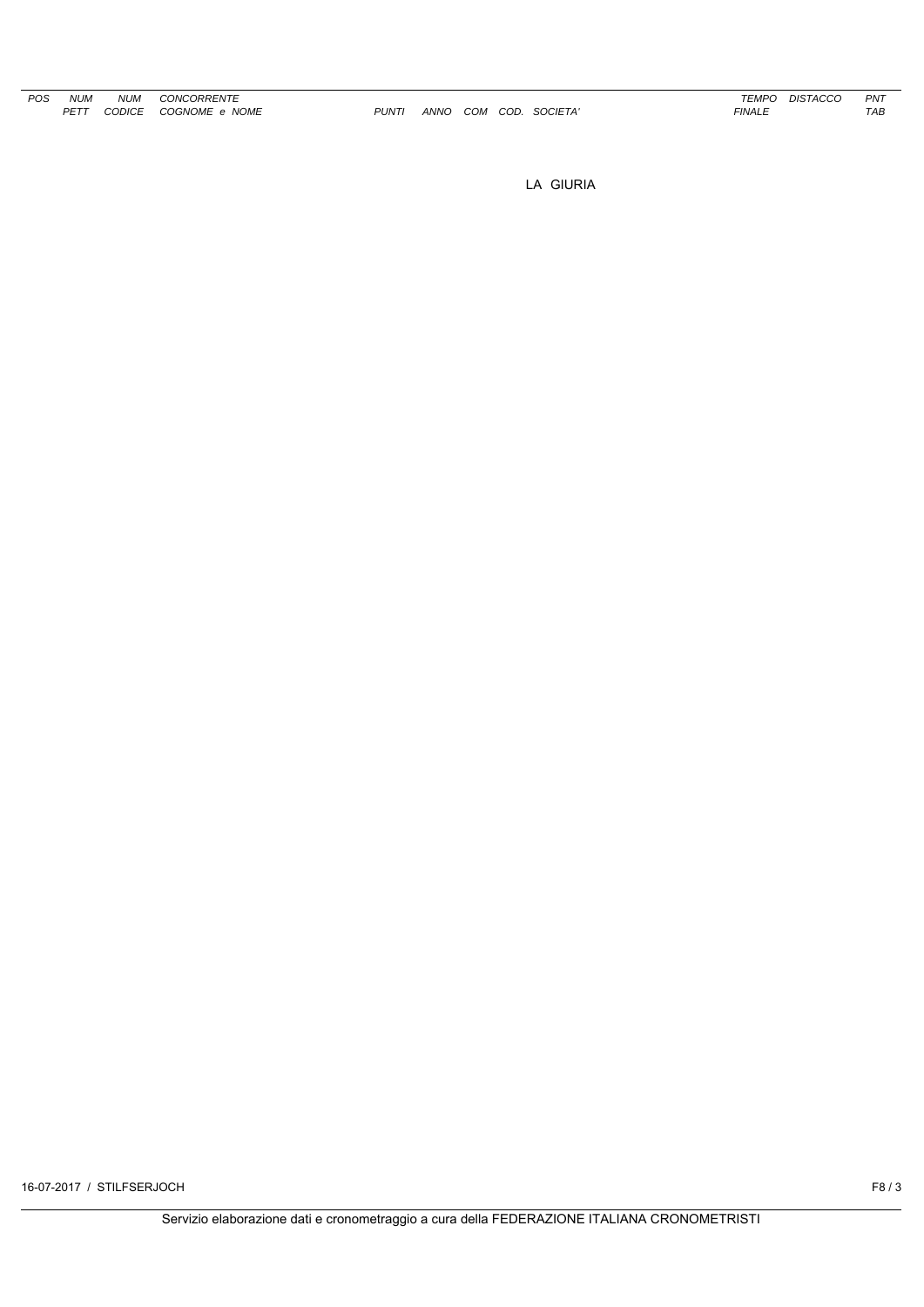| POS | NUM PETT | NUM CODICE | CONCORRENTE COGNOME e NOME | PUNTI | ANNO | COM | COD. | SOCIETA' | TEMPO FINALE | DISTACCO | PNT TAB |
|---|---|---|---|---|---|---|---|---|---|---|---|

LA GIURIA

16-07-2017 / STILFSERJOCH

Servizio elaborazione dati e cronometraggio a cura della FEDERAZIONE ITALIANA CRONOMETRISTI